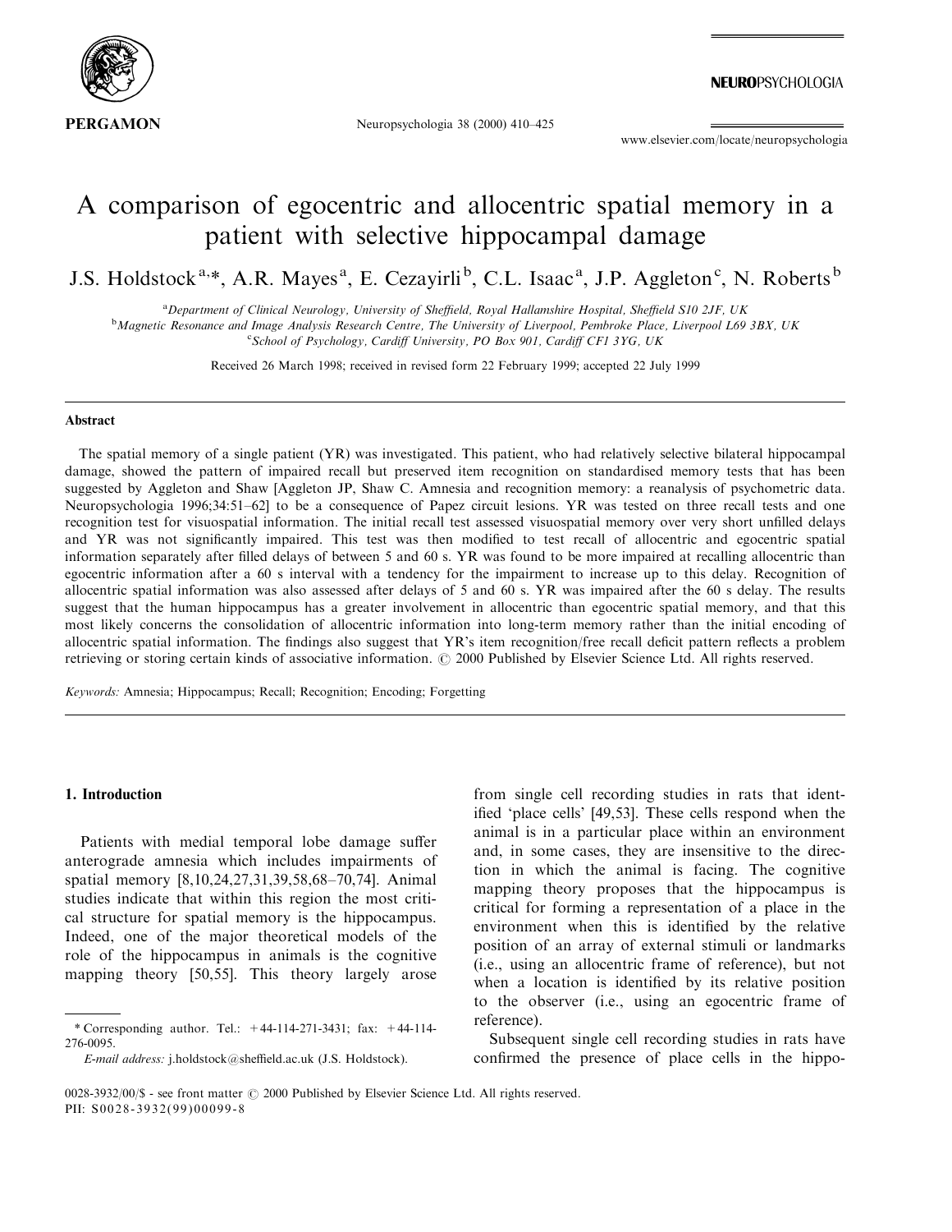# A comparison of egocentric and allocentric spatial memory in a patient with selective hippocampal damage

J.S. Holdstock[a,*], A.R. Mayes[a], E. Cezayirli[b], C.L. Isaac[a], J.P. Aggleton[c], N. Roberts[b]

[a]Department of Clinical Neurology, University of Sheffield, Royal Hallamshire Hospital, Sheffield S10 2JF, UK
[b]Magnetic Resonance and Image Analysis Research Centre, The University of Liverpool, Pembroke Place, Liverpool L69 3BX, UK
[c]School of Psychology, Cardiff University, PO Box 901, Cardiff CF1 3YG, UK

Received 26 March 1998; received in revised form 22 February 1999; accepted 22 July 1999

## Abstract

The spatial memory of a single patient (YR) was investigated. This patient, who had relatively selective bilateral hippocampal damage, showed the pattern of impaired recall but preserved item recognition on standardised memory tests that has been suggested by Aggleton and Shaw [Aggleton JP, Shaw C. Amnesia and recognition memory: a reanalysis of psychometric data. Neuropsychologia 1996;34:51–62] to be a consequence of Papez circuit lesions. YR was tested on three recall tests and one recognition test for visuospatial information. The initial recall test assessed visuospatial memory over very short unfilled delays and YR was not significantly impaired. This test was then modified to test recall of allocentric and egocentric spatial information separately after filled delays of between 5 and 60 s. YR was found to be more impaired at recalling allocentric than egocentric information after a 60 s interval with a tendency for the impairment to increase up to this delay. Recognition of allocentric spatial information was also assessed after delays of 5 and 60 s. YR was impaired after the 60 s delay. The results suggest that the human hippocampus has a greater involvement in allocentric than egocentric spatial memory, and that this most likely concerns the consolidation of allocentric information into long-term memory rather than the initial encoding of allocentric spatial information. The findings also suggest that YR's item recognition/free recall deficit pattern reflects a problem retrieving or storing certain kinds of associative information. © 2000 Published by Elsevier Science Ltd. All rights reserved.

*Keywords:* Amnesia; Hippocampus; Recall; Recognition; Encoding; Forgetting

## 1. Introduction

Patients with medial temporal lobe damage suffer anterograde amnesia which includes impairments of spatial memory [8,10,24,27,31,39,58,68–70,74]. Animal studies indicate that within this region the most critical structure for spatial memory is the hippocampus. Indeed, one of the major theoretical models of the role of the hippocampus in animals is the cognitive mapping theory [50,55]. This theory largely arose from single cell recording studies in rats that identified 'place cells' [49,53]. These cells respond when the animal is in a particular place within an environment and, in some cases, they are insensitive to the direction in which the animal is facing. The cognitive mapping theory proposes that the hippocampus is critical for forming a representation of a place in the environment when this is identified by the relative position of an array of external stimuli or landmarks (i.e., using an allocentric frame of reference), but not when a location is identified by its relative position to the observer (i.e., using an egocentric frame of reference).

Subsequent single cell recording studies in rats have confirmed the presence of place cells in the hippo-

\* Corresponding author. Tel.: +44-114-271-3431; fax: +44-114-276-0095.
*E-mail address:* j.holdstock@sheffield.ac.uk (J.S. Holdstock).

0028-3932/00/$ - see front matter © 2000 Published by Elsevier Science Ltd. All rights reserved.
PII: S0028-3932(99)00099-8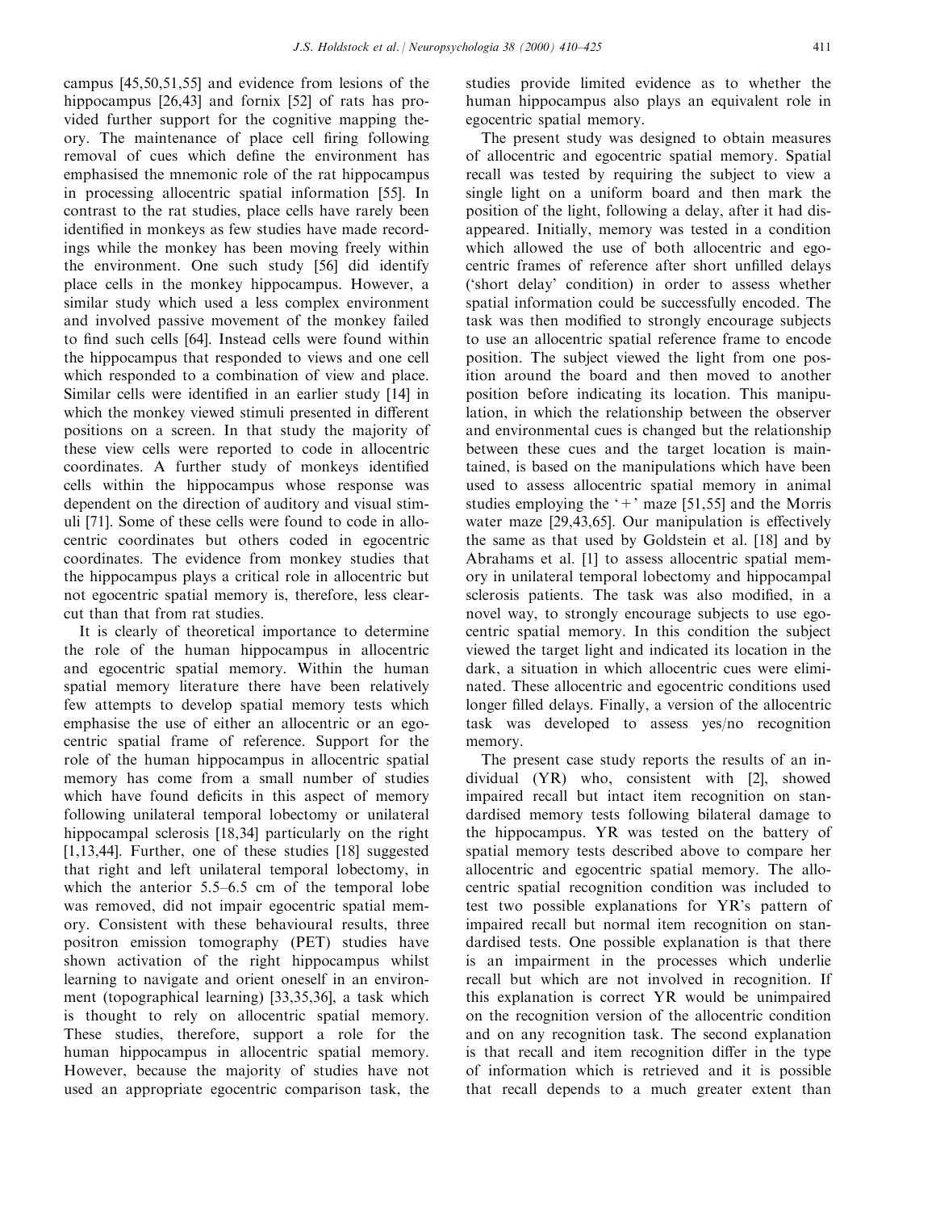campus [45,50,51,55] and evidence from lesions of the hippocampus [26,43] and fornix [52] of rats has provided further support for the cognitive mapping theory. The maintenance of place cell firing following removal of cues which define the environment has emphasised the mnemonic role of the rat hippocampus in processing allocentric spatial information [55]. In contrast to the rat studies, place cells have rarely been identified in monkeys as few studies have made recordings while the monkey has been moving freely within the environment. One such study [56] did identify place cells in the monkey hippocampus. However, a similar study which used a less complex environment and involved passive movement of the monkey failed to find such cells [64]. Instead cells were found within the hippocampus that responded to views and one cell which responded to a combination of view and place. Similar cells were identified in an earlier study [14] in which the monkey viewed stimuli presented in different positions on a screen. In that study the majority of these view cells were reported to code in allocentric coordinates. A further study of monkeys identified cells within the hippocampus whose response was dependent on the direction of auditory and visual stimuli [71]. Some of these cells were found to code in allocentric coordinates but others coded in egocentric coordinates. The evidence from monkey studies that the hippocampus plays a critical role in allocentric but not egocentric spatial memory is, therefore, less clear-cut than that from rat studies.

It is clearly of theoretical importance to determine the role of the human hippocampus in allocentric and egocentric spatial memory. Within the human spatial memory literature there have been relatively few attempts to develop spatial memory tests which emphasise the use of either an allocentric or an egocentric spatial frame of reference. Support for the role of the human hippocampus in allocentric spatial memory has come from a small number of studies which have found deficits in this aspect of memory following unilateral temporal lobectomy or unilateral hippocampal sclerosis [18,34] particularly on the right [1,13,44]. Further, one of these studies [18] suggested that right and left unilateral temporal lobectomy, in which the anterior 5.5–6.5 cm of the temporal lobe was removed, did not impair egocentric spatial memory. Consistent with these behavioural results, three positron emission tomography (PET) studies have shown activation of the right hippocampus whilst learning to navigate and orient oneself in an environment (topographical learning) [33,35,36], a task which is thought to rely on allocentric spatial memory. These studies, therefore, support a role for the human hippocampus in allocentric spatial memory. However, because the majority of studies have not used an appropriate egocentric comparison task, the studies provide limited evidence as to whether the human hippocampus also plays an equivalent role in egocentric spatial memory.

The present study was designed to obtain measures of allocentric and egocentric spatial memory. Spatial recall was tested by requiring the subject to view a single light on a uniform board and then mark the position of the light, following a delay, after it had disappeared. Initially, memory was tested in a condition which allowed the use of both allocentric and egocentric frames of reference after short unfilled delays ('short delay' condition) in order to assess whether spatial information could be successfully encoded. The task was then modified to strongly encourage subjects to use an allocentric spatial reference frame to encode position. The subject viewed the light from one position around the board and then moved to another position before indicating its location. This manipulation, in which the relationship between the observer and environmental cues is changed but the relationship between these cues and the target location is maintained, is based on the manipulations which have been used to assess allocentric spatial memory in animal studies employing the '+' maze [51,55] and the Morris water maze [29,43,65]. Our manipulation is effectively the same as that used by Goldstein et al. [18] and by Abrahams et al. [1] to assess allocentric spatial memory in unilateral temporal lobectomy and hippocampal sclerosis patients. The task was also modified, in a novel way, to strongly encourage subjects to use egocentric spatial memory. In this condition the subject viewed the target light and indicated its location in the dark, a situation in which allocentric cues were eliminated. These allocentric and egocentric conditions used longer filled delays. Finally, a version of the allocentric task was developed to assess yes/no recognition memory.

The present case study reports the results of an individual (YR) who, consistent with [2], showed impaired recall but intact item recognition on standardised memory tests following bilateral damage to the hippocampus. YR was tested on the battery of spatial memory tests described above to compare her allocentric and egocentric spatial memory. The allocentric spatial recognition condition was included to test two possible explanations for YR's pattern of impaired recall but normal item recognition on standardised tests. One possible explanation is that there is an impairment in the processes which underlie recall but which are not involved in recognition. If this explanation is correct YR would be unimpaired on the recognition version of the allocentric condition and on any recognition task. The second explanation is that recall and item recognition differ in the type of information which is retrieved and it is possible that recall depends to a much greater extent than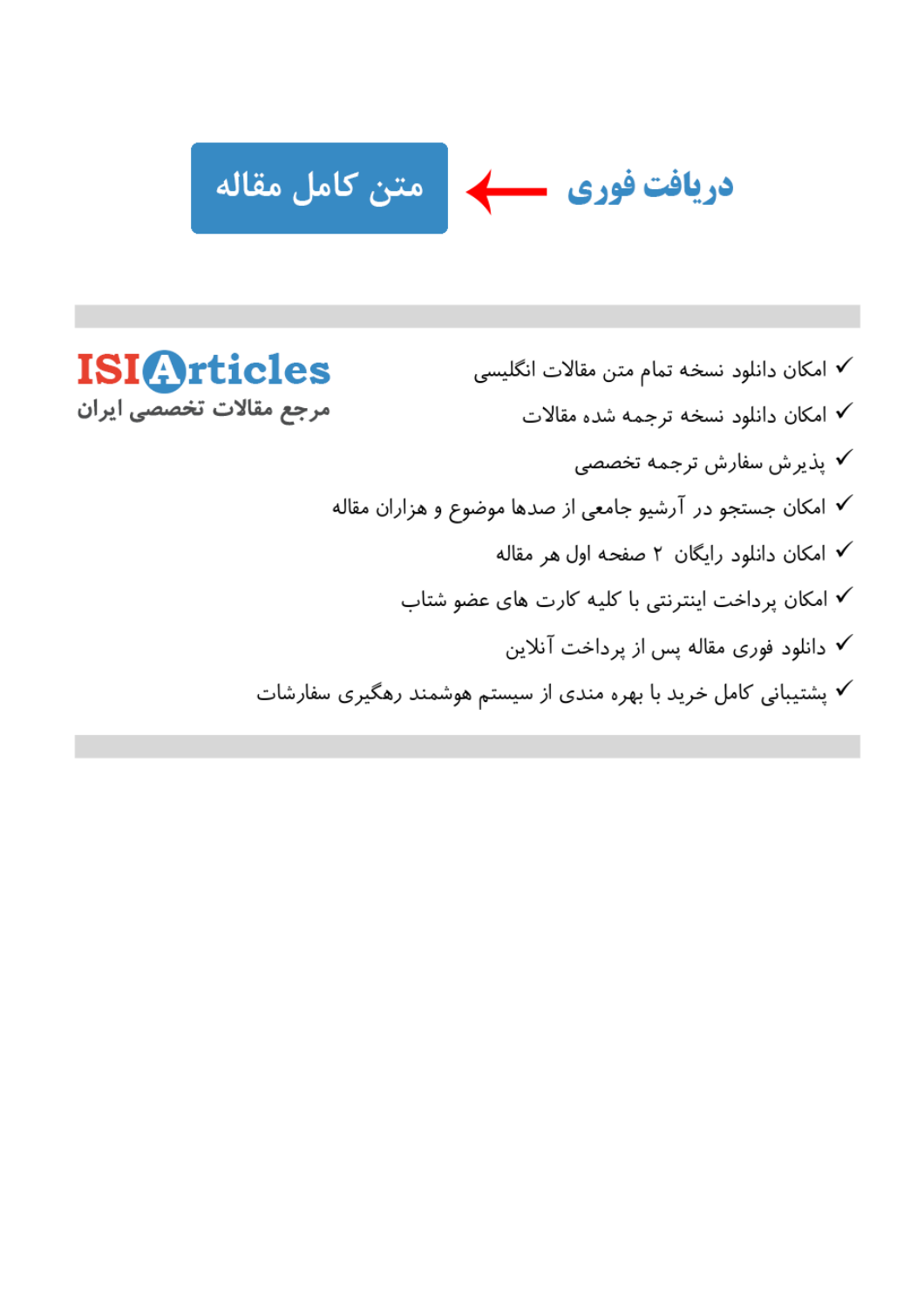دریافت فوری ← متن کامل مقاله

**ISIArticles**

مرجع مقالات تخصصی ایران

- ✓ امکان دانلود نسخه تمام متن مقالات انگلیسی
- ✓ امکان دانلود نسخه ترجمه شده مقالات
- ✓ پذیرش سفارش ترجمه تخصصی
- ✓ امکان جستجو در آرشیو جامعی از صدها موضوع و هزاران مقاله
- ✓ امکان دانلود رایگان ۲ صفحه اول هر مقاله
- ✓ امکان پرداخت اینترنتی با کلیه کارت های عضو شتاب
- ✓ دانلود فوری مقاله پس از پرداخت آنلاین
- ✓ پشتیبانی کامل خرید با بهره مندی از سیستم هوشمند رهگیری سفارشات